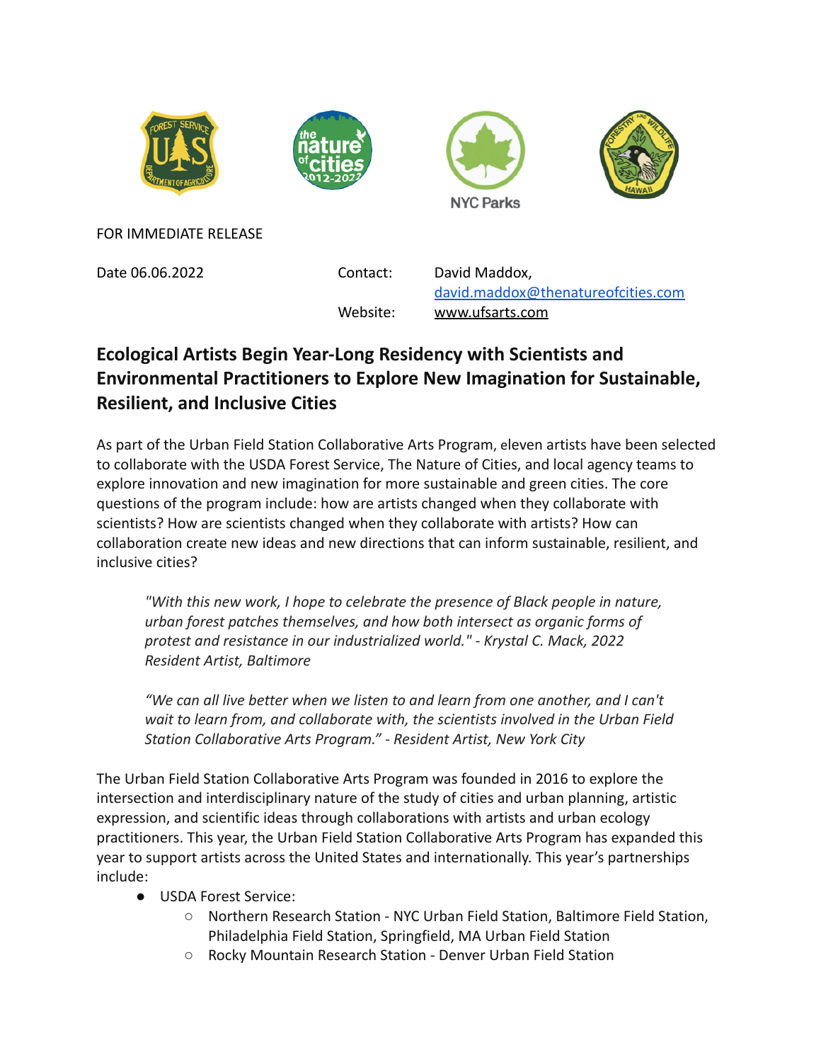NYC Parks

FOR IMMEDIATE RELEASE

Date 06.06.2022

Contact: David Maddox, [david.maddox@thenatureofcities.com](mailto:david.maddox@thenatureofcities.com)

Website: [www.ufsarts.com](http://www.ufsarts.com)

## Ecological Artists Begin Year-Long Residency with Scientists and Environmental Practitioners to Explore New Imagination for Sustainable, Resilient, and Inclusive Cities

As part of the Urban Field Station Collaborative Arts Program, eleven artists have been selected to collaborate with the USDA Forest Service, The Nature of Cities, and local agency teams to explore innovation and new imagination for more sustainable and green cities. The core questions of the program include: how are artists changed when they collaborate with scientists? How are scientists changed when they collaborate with artists? How can collaboration create new ideas and new directions that can inform sustainable, resilient, and inclusive cities?

> *"With this new work, I hope to celebrate the presence of Black people in nature, urban forest patches themselves, and how both intersect as organic forms of protest and resistance in our industrialized world." - Krystal C. Mack, 2022 Resident Artist, Baltimore*

> *"We can all live better when we listen to and learn from one another, and I can't wait to learn from, and collaborate with, the scientists involved in the Urban Field Station Collaborative Arts Program." - Resident Artist, New York City*

The Urban Field Station Collaborative Arts Program was founded in 2016 to explore the intersection and interdisciplinary nature of the study of cities and urban planning, artistic expression, and scientific ideas through collaborations with artists and urban ecology practitioners. This year, the Urban Field Station Collaborative Arts Program has expanded this year to support artists across the United States and internationally. This year's partnerships include:

- USDA Forest Service:
  - Northern Research Station - NYC Urban Field Station, Baltimore Field Station, Philadelphia Field Station, Springfield, MA Urban Field Station
  - Rocky Mountain Research Station - Denver Urban Field Station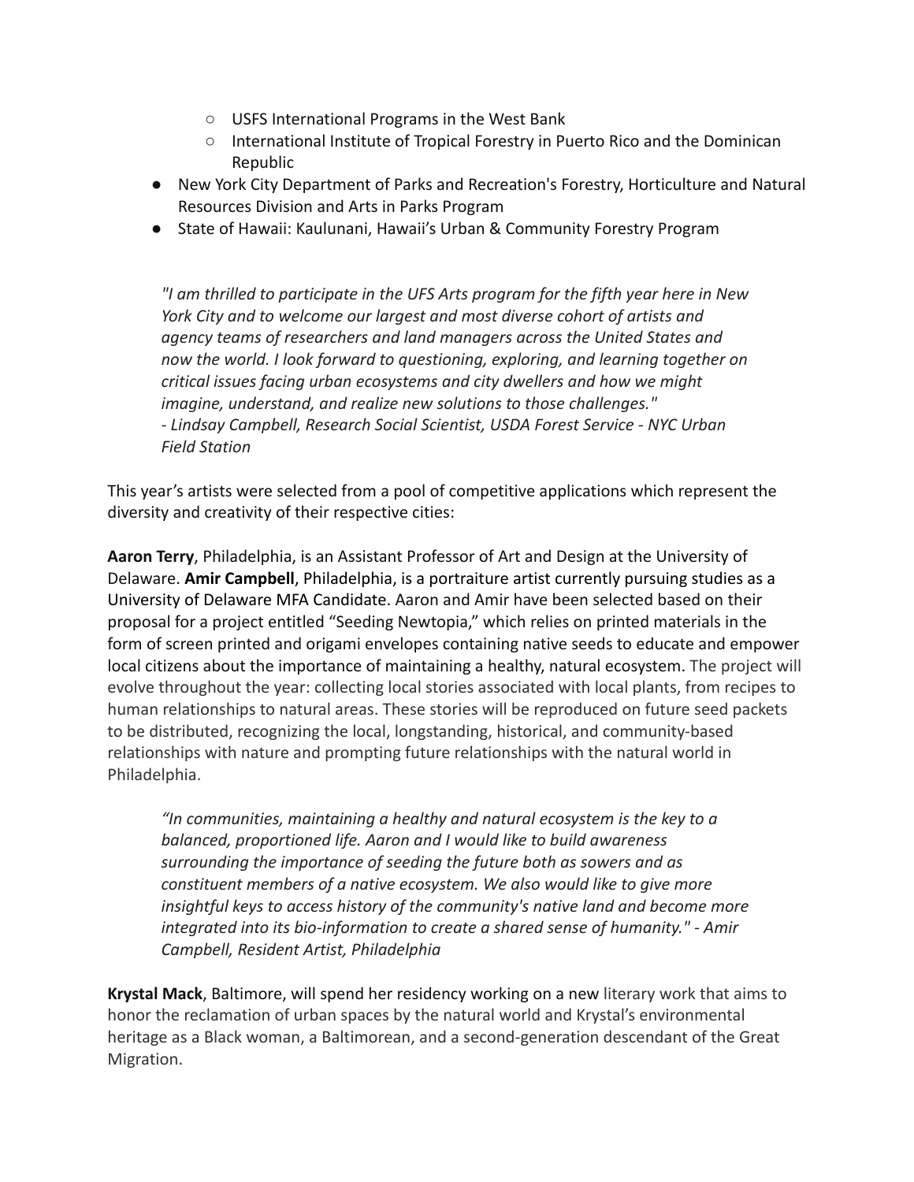- USFS International Programs in the West Bank
  - International Institute of Tropical Forestry in Puerto Rico and the Dominican Republic
- New York City Department of Parks and Recreation's Forestry, Horticulture and Natural Resources Division and Arts in Parks Program
- State of Hawaii: Kaulunani, Hawaii's Urban & Community Forestry Program

> *"I am thrilled to participate in the UFS Arts program for the fifth year here in New York City and to welcome our largest and most diverse cohort of artists and agency teams of researchers and land managers across the United States and now the world. I look forward to questioning, exploring, and learning together on critical issues facing urban ecosystems and city dwellers and how we might imagine, understand, and realize new solutions to those challenges."*
> *- Lindsay Campbell, Research Social Scientist, USDA Forest Service - NYC Urban Field Station*

This year's artists were selected from a pool of competitive applications which represent the diversity and creativity of their respective cities:

**Aaron Terry**, Philadelphia, is an Assistant Professor of Art and Design at the University of Delaware. **Amir Campbell**, Philadelphia, is a portraiture artist currently pursuing studies as a University of Delaware MFA Candidate. Aaron and Amir have been selected based on their proposal for a project entitled "Seeding Newtopia," which relies on printed materials in the form of screen printed and origami envelopes containing native seeds to educate and empower local citizens about the importance of maintaining a healthy, natural ecosystem. The project will evolve throughout the year: collecting local stories associated with local plants, from recipes to human relationships to natural areas. These stories will be reproduced on future seed packets to be distributed, recognizing the local, longstanding, historical, and community-based relationships with nature and prompting future relationships with the natural world in Philadelphia.

> *"In communities, maintaining a healthy and natural ecosystem is the key to a balanced, proportioned life. Aaron and I would like to build awareness surrounding the importance of seeding the future both as sowers and as constituent members of a native ecosystem. We also would like to give more insightful keys to access history of the community's native land and become more integrated into its bio-information to create a shared sense of humanity." - Amir Campbell, Resident Artist, Philadelphia*

**Krystal Mack**, Baltimore, will spend her residency working on a new literary work that aims to honor the reclamation of urban spaces by the natural world and Krystal's environmental heritage as a Black woman, a Baltimorean, and a second-generation descendant of the Great Migration.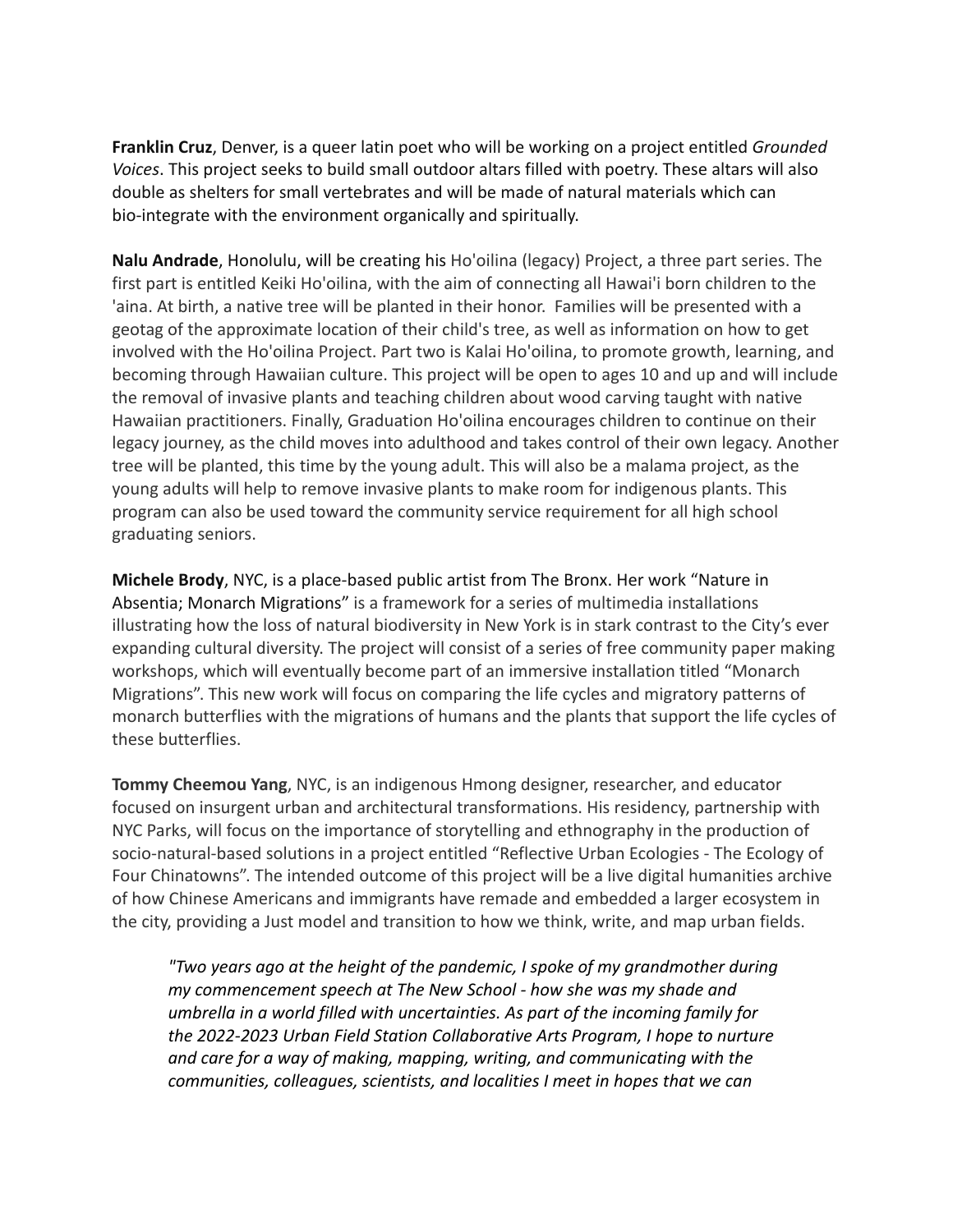**Franklin Cruz**, Denver, is a queer latin poet who will be working on a project entitled *Grounded Voices*. This project seeks to build small outdoor altars filled with poetry. These altars will also double as shelters for small vertebrates and will be made of natural materials which can bio-integrate with the environment organically and spiritually.

**Nalu Andrade**, Honolulu, will be creating his Ho'oilina (legacy) Project, a three part series. The first part is entitled Keiki Ho'oilina, with the aim of connecting all Hawai'i born children to the 'aina. At birth, a native tree will be planted in their honor. Families will be presented with a geotag of the approximate location of their child's tree, as well as information on how to get involved with the Ho'oilina Project. Part two is Kalai Ho'oilina, to promote growth, learning, and becoming through Hawaiian culture. This project will be open to ages 10 and up and will include the removal of invasive plants and teaching children about wood carving taught with native Hawaiian practitioners. Finally, Graduation Ho'oilina encourages children to continue on their legacy journey, as the child moves into adulthood and takes control of their own legacy. Another tree will be planted, this time by the young adult. This will also be a malama project, as the young adults will help to remove invasive plants to make room for indigenous plants. This program can also be used toward the community service requirement for all high school graduating seniors.

**Michele Brody**, NYC, is a place-based public artist from The Bronx. Her work "Nature in Absentia; Monarch Migrations" is a framework for a series of multimedia installations illustrating how the loss of natural biodiversity in New York is in stark contrast to the City's ever expanding cultural diversity. The project will consist of a series of free community paper making workshops, which will eventually become part of an immersive installation titled "Monarch Migrations". This new work will focus on comparing the life cycles and migratory patterns of monarch butterflies with the migrations of humans and the plants that support the life cycles of these butterflies.

**Tommy Cheemou Yang**, NYC, is an indigenous Hmong designer, researcher, and educator focused on insurgent urban and architectural transformations. His residency, partnership with NYC Parks, will focus on the importance of storytelling and ethnography in the production of socio-natural-based solutions in a project entitled "Reflective Urban Ecologies - The Ecology of Four Chinatowns". The intended outcome of this project will be a live digital humanities archive of how Chinese Americans and immigrants have remade and embedded a larger ecosystem in the city, providing a Just model and transition to how we think, write, and map urban fields.

> *"Two years ago at the height of the pandemic, I spoke of my grandmother during my commencement speech at The New School - how she was my shade and umbrella in a world filled with uncertainties. As part of the incoming family for the 2022-2023 Urban Field Station Collaborative Arts Program, I hope to nurture and care for a way of making, mapping, writing, and communicating with the communities, colleagues, scientists, and localities I meet in hopes that we can*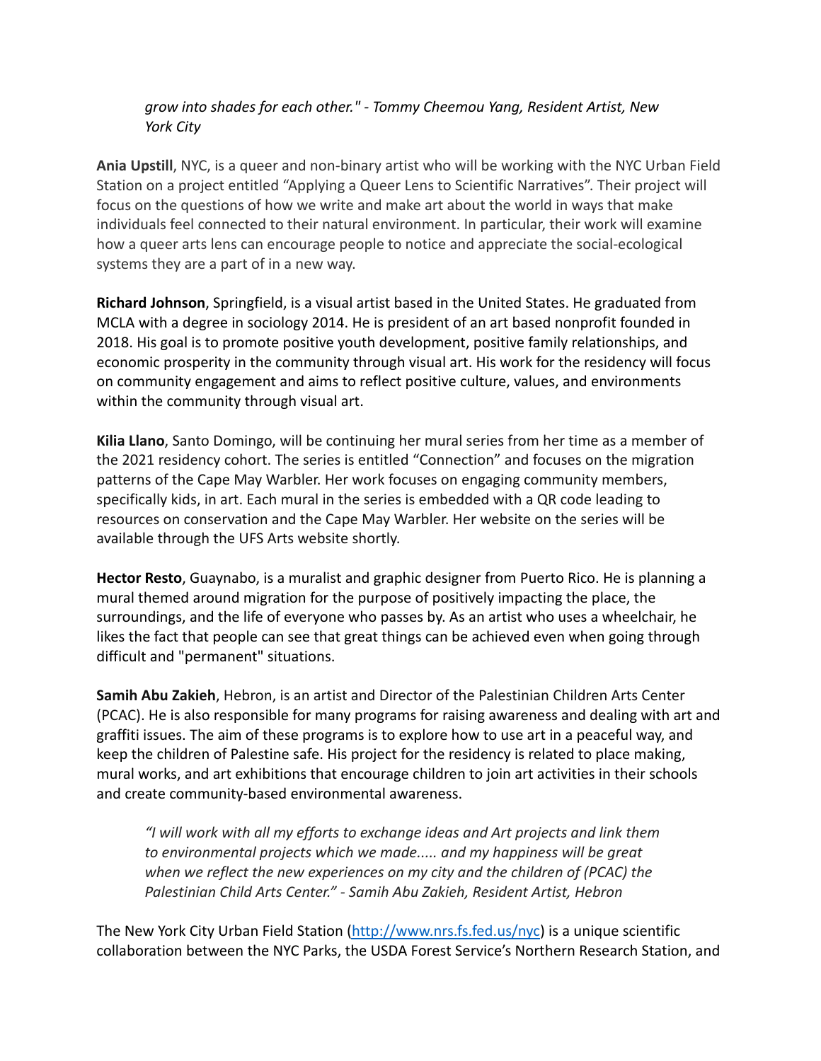> *grow into shades for each other." - Tommy Cheemou Yang, Resident Artist, New York City*

**Ania Upstill**, NYC, is a queer and non-binary artist who will be working with the NYC Urban Field Station on a project entitled "Applying a Queer Lens to Scientific Narratives". Their project will focus on the questions of how we write and make art about the world in ways that make individuals feel connected to their natural environment. In particular, their work will examine how a queer arts lens can encourage people to notice and appreciate the social-ecological systems they are a part of in a new way.

**Richard Johnson**, Springfield, is a visual artist based in the United States. He graduated from MCLA with a degree in sociology 2014. He is president of an art based nonprofit founded in 2018. His goal is to promote positive youth development, positive family relationships, and economic prosperity in the community through visual art. His work for the residency will focus on community engagement and aims to reflect positive culture, values, and environments within the community through visual art.

**Kilia Llano**, Santo Domingo, will be continuing her mural series from her time as a member of the 2021 residency cohort. The series is entitled "Connection" and focuses on the migration patterns of the Cape May Warbler. Her work focuses on engaging community members, specifically kids, in art. Each mural in the series is embedded with a QR code leading to resources on conservation and the Cape May Warbler. Her website on the series will be available through the UFS Arts website shortly.

**Hector Resto**, Guaynabo, is a muralist and graphic designer from Puerto Rico. He is planning a mural themed around migration for the purpose of positively impacting the place, the surroundings, and the life of everyone who passes by. As an artist who uses a wheelchair, he likes the fact that people can see that great things can be achieved even when going through difficult and "permanent" situations.

**Samih Abu Zakieh**, Hebron, is an artist and Director of the Palestinian Children Arts Center (PCAC). He is also responsible for many programs for raising awareness and dealing with art and graffiti issues. The aim of these programs is to explore how to use art in a peaceful way, and keep the children of Palestine safe. His project for the residency is related to place making, mural works, and art exhibitions that encourage children to join art activities in their schools and create community-based environmental awareness.

> *"I will work with all my efforts to exchange ideas and Art projects and link them to environmental projects which we made..... and my happiness will be great when we reflect the new experiences on my city and the children of (PCAC) the Palestinian Child Arts Center." - Samih Abu Zakieh, Resident Artist, Hebron*

The New York City Urban Field Station (http://www.nrs.fs.fed.us/nyc) is a unique scientific collaboration between the NYC Parks, the USDA Forest Service's Northern Research Station, and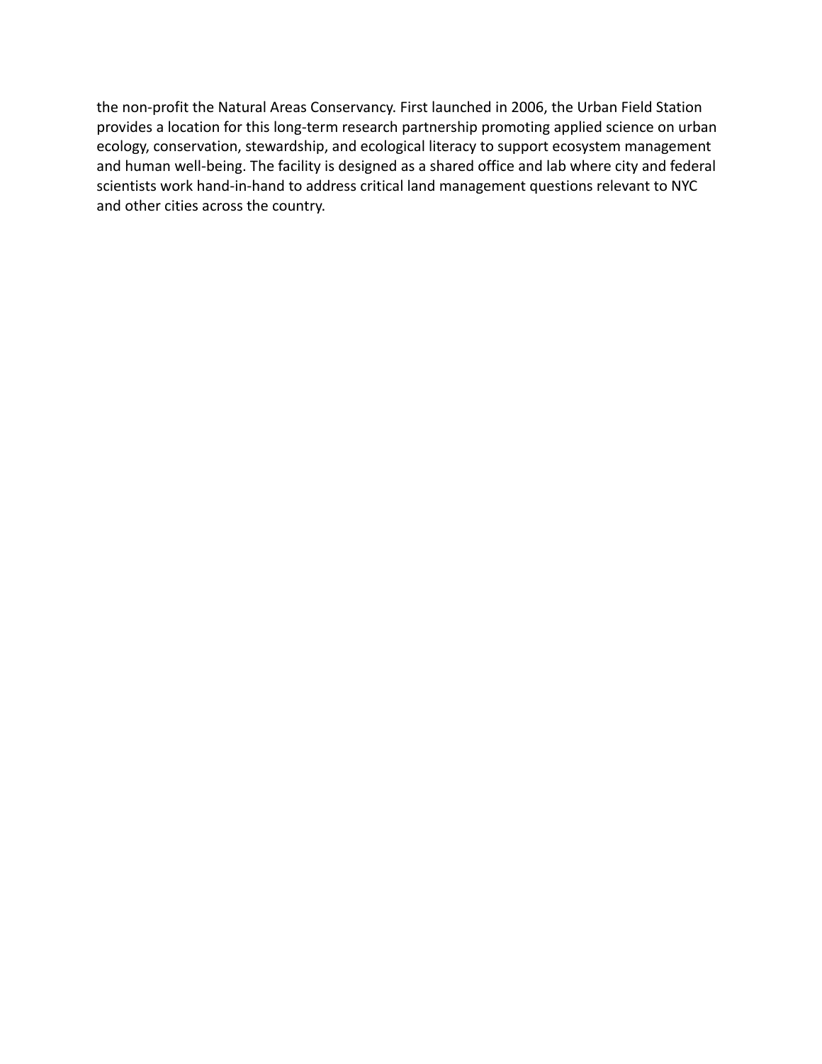the non-profit the Natural Areas Conservancy. First launched in 2006, the Urban Field Station provides a location for this long-term research partnership promoting applied science on urban ecology, conservation, stewardship, and ecological literacy to support ecosystem management and human well-being. The facility is designed as a shared office and lab where city and federal scientists work hand-in-hand to address critical land management questions relevant to NYC and other cities across the country.